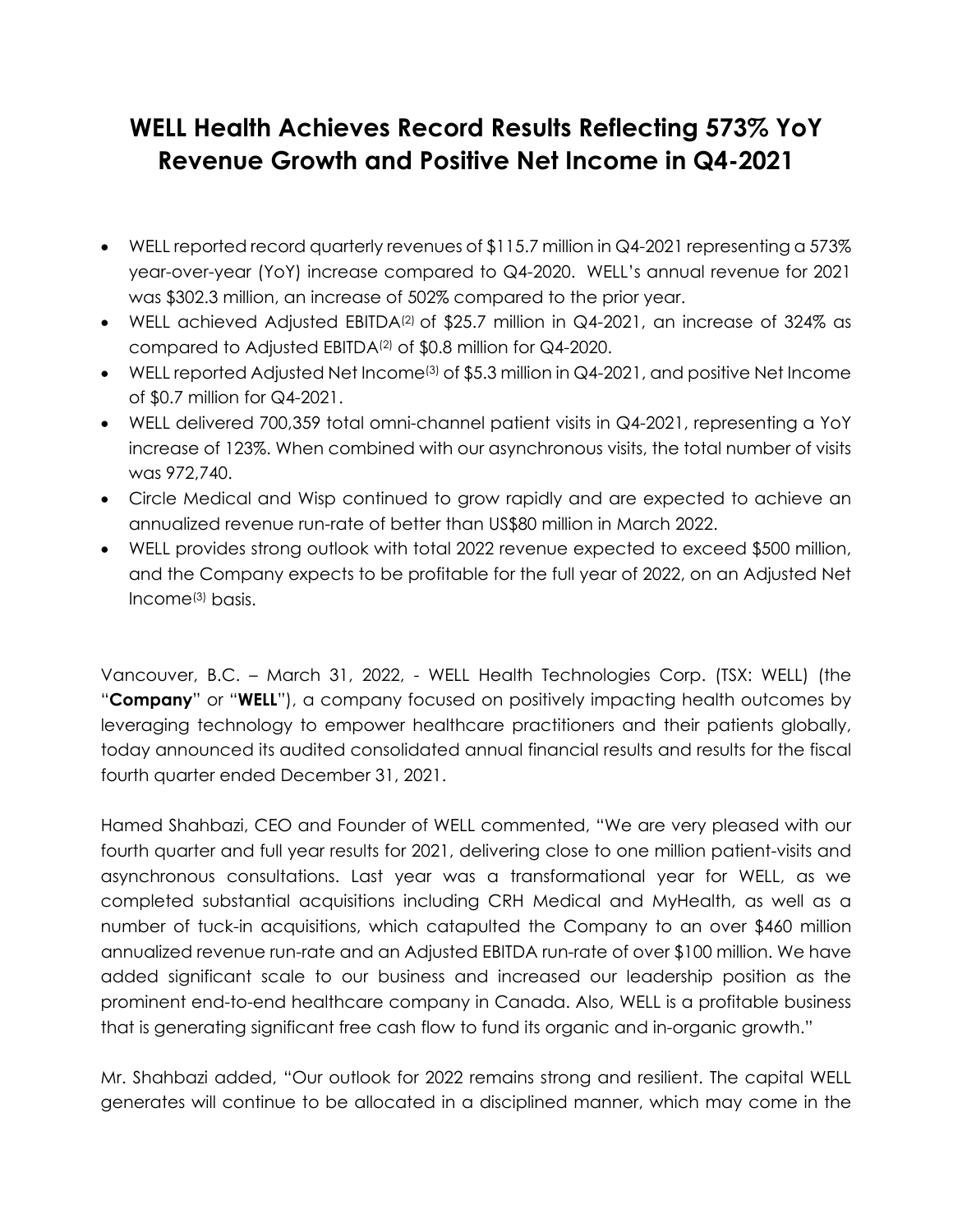# WELL Health Achieves Record Results Reflecting 573% YoY Revenue Growth and Positive Net Income in Q4-2021

- WELL reported record quarterly revenues of $115.7 million in Q4-2021 representing a 573% year-over-year (YoY) increase compared to Q4-2020. WELL's annual revenue for 2021 was $302.3 million, an increase of 502% compared to the prior year.
- WELL achieved Adjusted EBITDA(2) of $25.7 million in Q4-2021, an increase of 324% as compared to Adjusted EBITDA(2) of $0.8 million for Q4-2020.
- WELL reported Adjusted Net Income(3) of $5.3 million in Q4-2021, and positive Net Income of $0.7 million for Q4-2021.
- WELL delivered 700,359 total omni-channel patient visits in Q4-2021, representing a YoY increase of 123%. When combined with our asynchronous visits, the total number of visits was 972,740.
- Circle Medical and Wisp continued to grow rapidly and are expected to achieve an annualized revenue run-rate of better than US$80 million in March 2022.
- WELL provides strong outlook with total 2022 revenue expected to exceed $500 million, and the Company expects to be profitable for the full year of 2022, on an Adjusted Net Income(3) basis.

Vancouver, B.C. – March 31, 2022, - WELL Health Technologies Corp. (TSX: WELL) (the "**Company**" or "**WELL**"), a company focused on positively impacting health outcomes by leveraging technology to empower healthcare practitioners and their patients globally, today announced its audited consolidated annual financial results and results for the fiscal fourth quarter ended December 31, 2021.

Hamed Shahbazi, CEO and Founder of WELL commented, "We are very pleased with our fourth quarter and full year results for 2021, delivering close to one million patient-visits and asynchronous consultations. Last year was a transformational year for WELL, as we completed substantial acquisitions including CRH Medical and MyHealth, as well as a number of tuck-in acquisitions, which catapulted the Company to an over $460 million annualized revenue run-rate and an Adjusted EBITDA run-rate of over $100 million. We have added significant scale to our business and increased our leadership position as the prominent end-to-end healthcare company in Canada. Also, WELL is a profitable business that is generating significant free cash flow to fund its organic and in-organic growth."

Mr. Shahbazi added, "Our outlook for 2022 remains strong and resilient. The capital WELL generates will continue to be allocated in a disciplined manner, which may come in the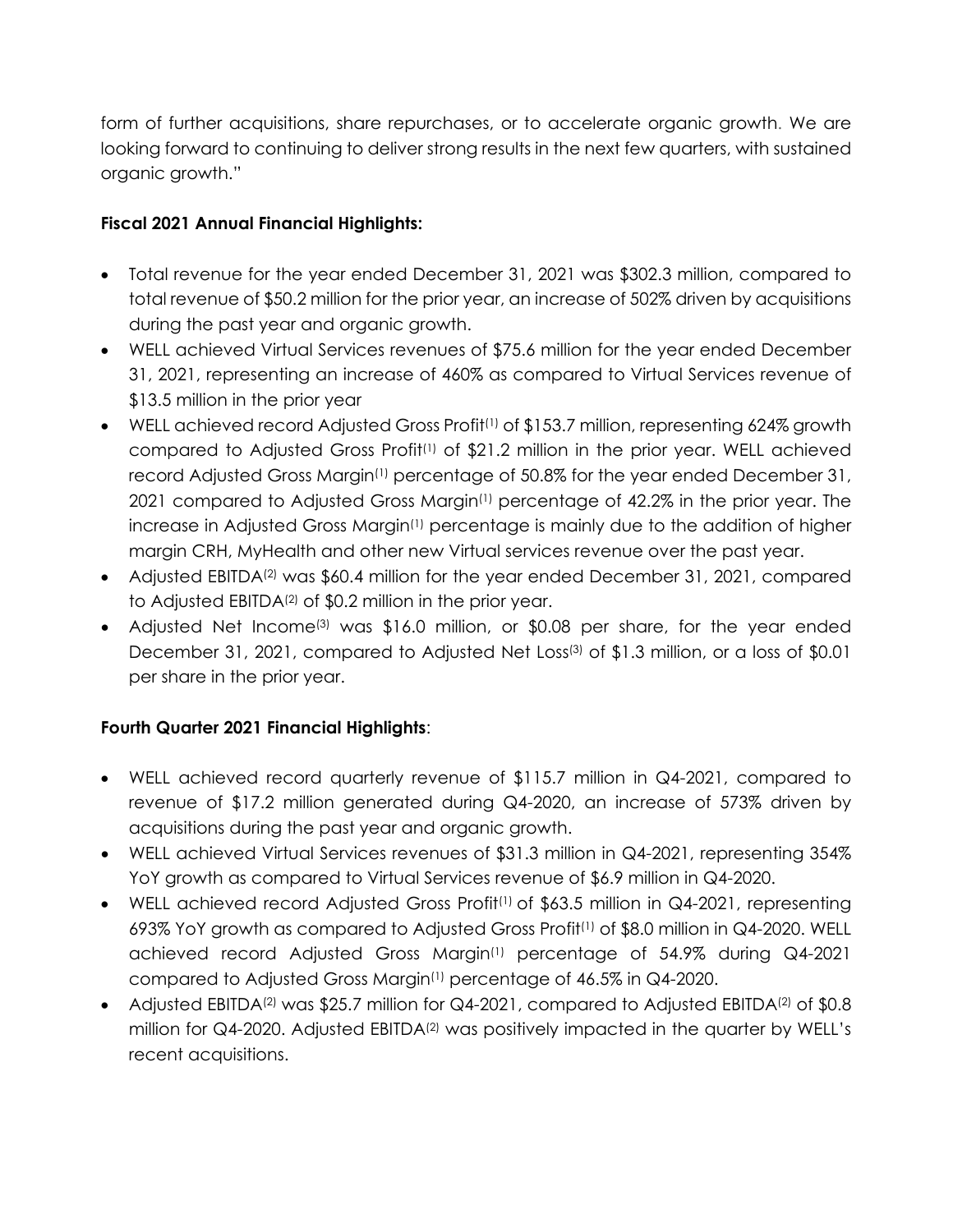form of further acquisitions, share repurchases, or to accelerate organic growth. We are looking forward to continuing to deliver strong results in the next few quarters, with sustained organic growth."

**Fiscal 2021 Annual Financial Highlights:**

- Total revenue for the year ended December 31, 2021 was $302.3 million, compared to total revenue of $50.2 million for the prior year, an increase of 502% driven by acquisitions during the past year and organic growth.
- WELL achieved Virtual Services revenues of $75.6 million for the year ended December 31, 2021, representing an increase of 460% as compared to Virtual Services revenue of $13.5 million in the prior year
- WELL achieved record Adjusted Gross Profit(1) of $153.7 million, representing 624% growth compared to Adjusted Gross Profit(1) of $21.2 million in the prior year. WELL achieved record Adjusted Gross Margin(1) percentage of 50.8% for the year ended December 31, 2021 compared to Adjusted Gross Margin(1) percentage of 42.2% in the prior year. The increase in Adjusted Gross Margin(1) percentage is mainly due to the addition of higher margin CRH, MyHealth and other new Virtual services revenue over the past year.
- Adjusted EBITDA(2) was $60.4 million for the year ended December 31, 2021, compared to Adjusted EBITDA(2) of $0.2 million in the prior year.
- Adjusted Net Income(3) was $16.0 million, or $0.08 per share, for the year ended December 31, 2021, compared to Adjusted Net Loss(3) of $1.3 million, or a loss of $0.01 per share in the prior year.

**Fourth Quarter 2021 Financial Highlights**:

- WELL achieved record quarterly revenue of $115.7 million in Q4-2021, compared to revenue of $17.2 million generated during Q4-2020, an increase of 573% driven by acquisitions during the past year and organic growth.
- WELL achieved Virtual Services revenues of $31.3 million in Q4-2021, representing 354% YoY growth as compared to Virtual Services revenue of $6.9 million in Q4-2020.
- WELL achieved record Adjusted Gross Profit(1) of $63.5 million in Q4-2021, representing 693% YoY growth as compared to Adjusted Gross Profit(1) of $8.0 million in Q4-2020. WELL achieved record Adjusted Gross Margin(1) percentage of 54.9% during Q4-2021 compared to Adjusted Gross Margin(1) percentage of 46.5% in Q4-2020.
- Adjusted EBITDA(2) was $25.7 million for Q4-2021, compared to Adjusted EBITDA(2) of $0.8 million for Q4-2020. Adjusted EBITDA(2) was positively impacted in the quarter by WELL's recent acquisitions.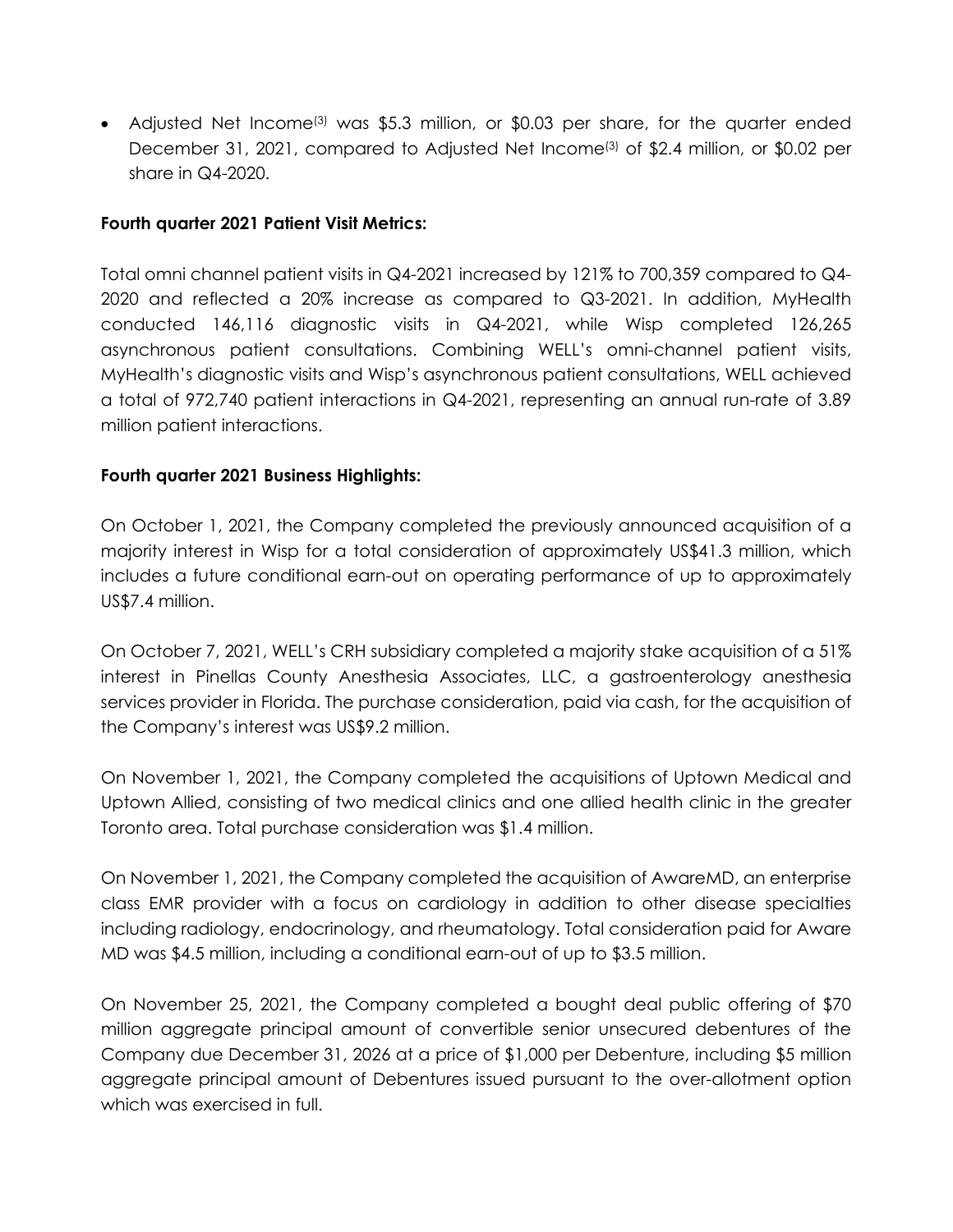- Adjusted Net Income[3] was $5.3 million, or $0.03 per share, for the quarter ended December 31, 2021, compared to Adjusted Net Income[3] of $2.4 million, or $0.02 per share in Q4-2020.

**Fourth quarter 2021 Patient Visit Metrics:**

Total omni channel patient visits in Q4-2021 increased by 121% to 700,359 compared to Q4-2020 and reflected a 20% increase as compared to Q3-2021. In addition, MyHealth conducted 146,116 diagnostic visits in Q4-2021, while Wisp completed 126,265 asynchronous patient consultations. Combining WELL's omni-channel patient visits, MyHealth's diagnostic visits and Wisp's asynchronous patient consultations, WELL achieved a total of 972,740 patient interactions in Q4-2021, representing an annual run-rate of 3.89 million patient interactions.

**Fourth quarter 2021 Business Highlights:**

On October 1, 2021, the Company completed the previously announced acquisition of a majority interest in Wisp for a total consideration of approximately US$41.3 million, which includes a future conditional earn-out on operating performance of up to approximately US$7.4 million.

On October 7, 2021, WELL's CRH subsidiary completed a majority stake acquisition of a 51% interest in Pinellas County Anesthesia Associates, LLC, a gastroenterology anesthesia services provider in Florida. The purchase consideration, paid via cash, for the acquisition of the Company's interest was US$9.2 million.

On November 1, 2021, the Company completed the acquisitions of Uptown Medical and Uptown Allied, consisting of two medical clinics and one allied health clinic in the greater Toronto area. Total purchase consideration was $1.4 million.

On November 1, 2021, the Company completed the acquisition of AwareMD, an enterprise class EMR provider with a focus on cardiology in addition to other disease specialties including radiology, endocrinology, and rheumatology. Total consideration paid for Aware MD was $4.5 million, including a conditional earn-out of up to $3.5 million.

On November 25, 2021, the Company completed a bought deal public offering of $70 million aggregate principal amount of convertible senior unsecured debentures of the Company due December 31, 2026 at a price of $1,000 per Debenture, including $5 million aggregate principal amount of Debentures issued pursuant to the over-allotment option which was exercised in full.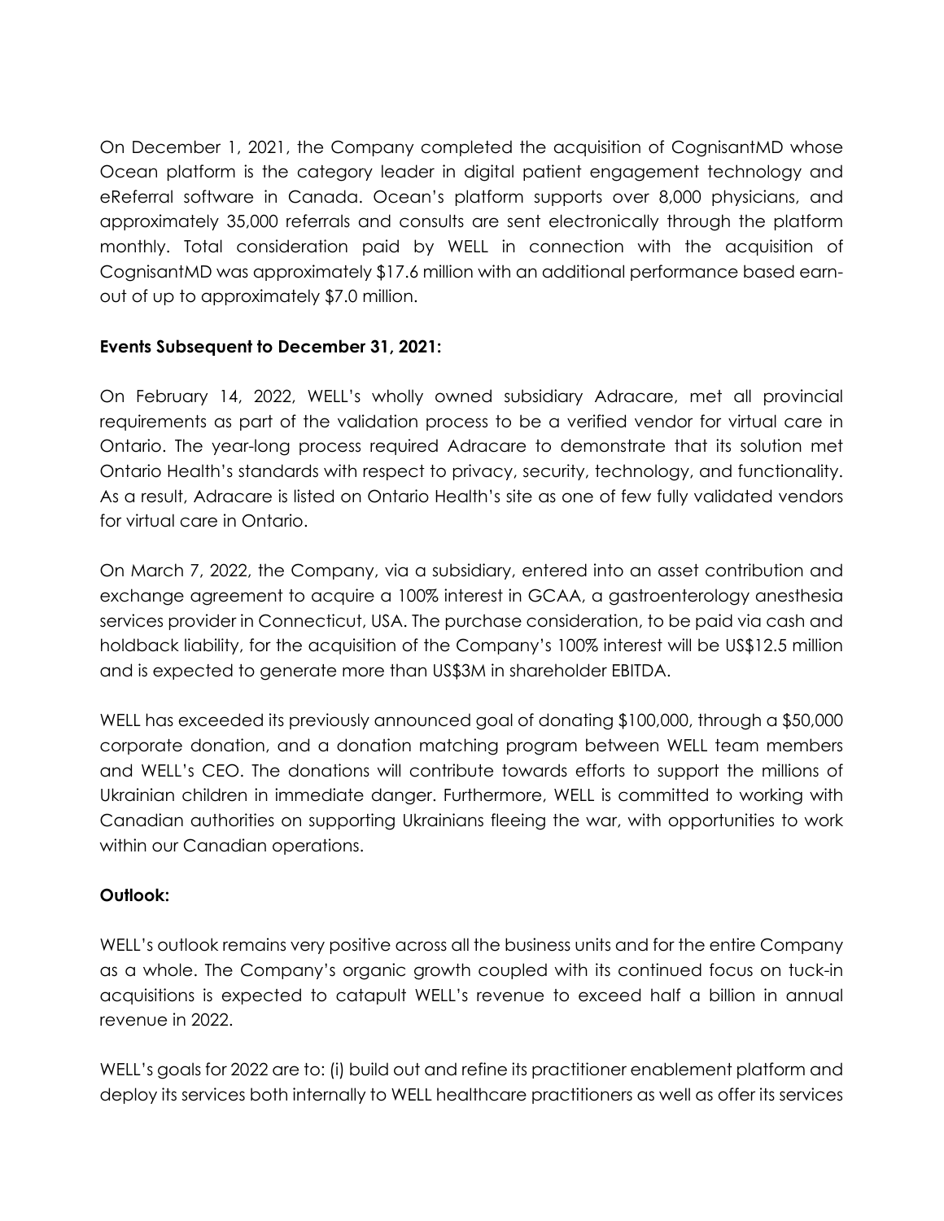On December 1, 2021, the Company completed the acquisition of CognisantMD whose Ocean platform is the category leader in digital patient engagement technology and eReferral software in Canada. Ocean's platform supports over 8,000 physicians, and approximately 35,000 referrals and consults are sent electronically through the platform monthly. Total consideration paid by WELL in connection with the acquisition of CognisantMD was approximately $17.6 million with an additional performance based earn-out of up to approximately $7.0 million.

**Events Subsequent to December 31, 2021:**

On February 14, 2022, WELL's wholly owned subsidiary Adracare, met all provincial requirements as part of the validation process to be a verified vendor for virtual care in Ontario. The year-long process required Adracare to demonstrate that its solution met Ontario Health's standards with respect to privacy, security, technology, and functionality. As a result, Adracare is listed on Ontario Health's site as one of few fully validated vendors for virtual care in Ontario.

On March 7, 2022, the Company, via a subsidiary, entered into an asset contribution and exchange agreement to acquire a 100% interest in GCAA, a gastroenterology anesthesia services provider in Connecticut, USA. The purchase consideration, to be paid via cash and holdback liability, for the acquisition of the Company's 100% interest will be US$12.5 million and is expected to generate more than US$3M in shareholder EBITDA.

WELL has exceeded its previously announced goal of donating $100,000, through a $50,000 corporate donation, and a donation matching program between WELL team members and WELL's CEO. The donations will contribute towards efforts to support the millions of Ukrainian children in immediate danger. Furthermore, WELL is committed to working with Canadian authorities on supporting Ukrainians fleeing the war, with opportunities to work within our Canadian operations.

**Outlook:**

WELL's outlook remains very positive across all the business units and for the entire Company as a whole. The Company's organic growth coupled with its continued focus on tuck-in acquisitions is expected to catapult WELL's revenue to exceed half a billion in annual revenue in 2022.

WELL's goals for 2022 are to: (i) build out and refine its practitioner enablement platform and deploy its services both internally to WELL healthcare practitioners as well as offer its services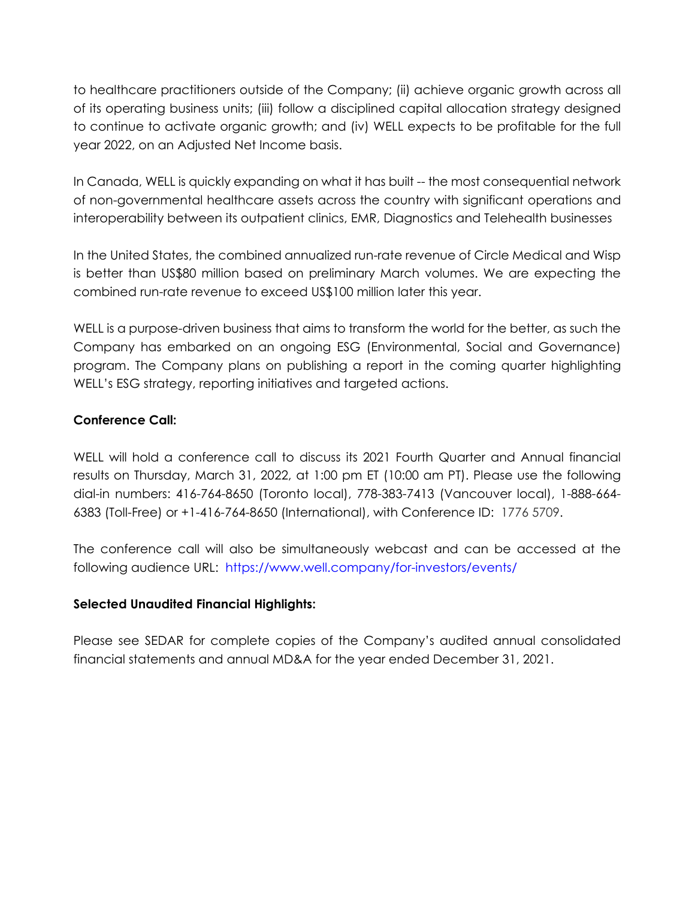to healthcare practitioners outside of the Company; (ii) achieve organic growth across all of its operating business units; (iii) follow a disciplined capital allocation strategy designed to continue to activate organic growth; and (iv) WELL expects to be profitable for the full year 2022, on an Adjusted Net Income basis.

In Canada, WELL is quickly expanding on what it has built -- the most consequential network of non-governmental healthcare assets across the country with significant operations and interoperability between its outpatient clinics, EMR, Diagnostics and Telehealth businesses

In the United States, the combined annualized run-rate revenue of Circle Medical and Wisp is better than US$80 million based on preliminary March volumes. We are expecting the combined run-rate revenue to exceed US$100 million later this year.

WELL is a purpose-driven business that aims to transform the world for the better, as such the Company has embarked on an ongoing ESG (Environmental, Social and Governance) program. The Company plans on publishing a report in the coming quarter highlighting WELL's ESG strategy, reporting initiatives and targeted actions.

**Conference Call:**

WELL will hold a conference call to discuss its 2021 Fourth Quarter and Annual financial results on Thursday, March 31, 2022, at 1:00 pm ET (10:00 am PT). Please use the following dial-in numbers: 416-764-8650 (Toronto local), 778-383-7413 (Vancouver local), 1-888-664-6383 (Toll-Free) or +1-416-764-8650 (International), with Conference ID: 1776 5709.

The conference call will also be simultaneously webcast and can be accessed at the following audience URL: https://www.well.company/for-investors/events/

**Selected Unaudited Financial Highlights:**

Please see SEDAR for complete copies of the Company's audited annual consolidated financial statements and annual MD&A for the year ended December 31, 2021.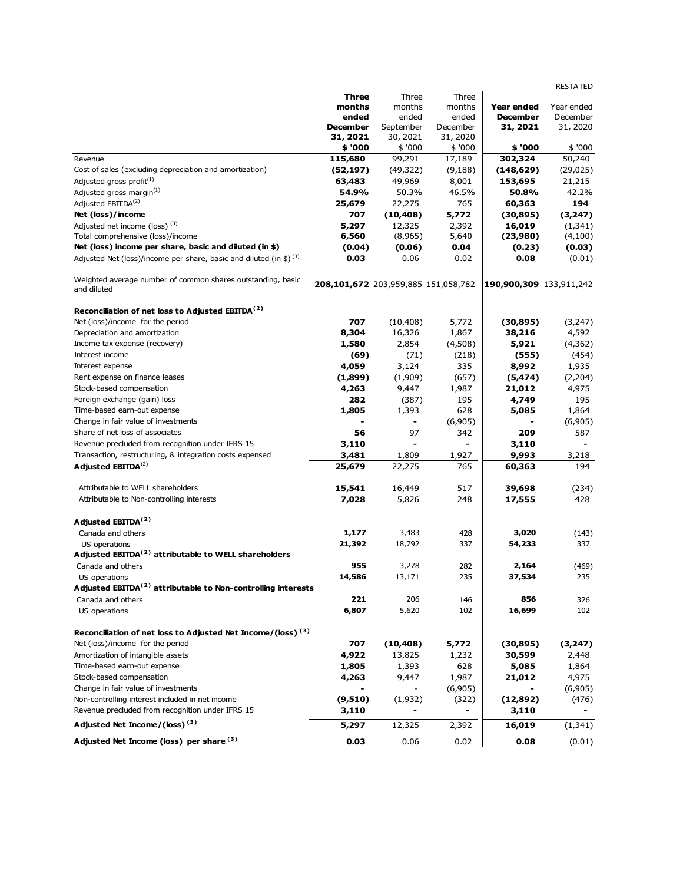RESTATED

| | Three months ended December 31, 2021 $ '000 | Three months ended September 30, 2021 $ '000 | Three months ended December 31, 2020 $ '000 | Year ended December 31, 2021 $ '000 | Year ended December 31, 2020 $ '000 |
|---|---|---|---|---|---|
| Revenue | **115,680** | 99,291 | 17,189 | **302,324** | 50,240 |
| Cost of sales (excluding depreciation and amortization) | **(52,197)** | (49,322) | (9,188) | **(148,629)** | (29,025) |
| Adjusted gross profit[1] | **63,483** | 49,969 | 8,001 | **153,695** | 21,215 |
| Adjusted gross margin[1] | **54.9%** | 50.3% | 46.5% | **50.8%** | 42.2% |
| Adjusted EBITDA[2] | **25,679** | 22,275 | 765 | **60,363** | **194** |
| **Net (loss)/income** | **707** | **(10,408)** | **5,772** | **(30,895)** | **(3,247)** |
| Adjusted net income (loss) [3] | **5,297** | 12,325 | 2,392 | **16,019** | (1,341) |
| Total comprehensive (loss)/income | **6,560** | (8,965) | 5,640 | **(23,980)** | (4,100) |
| **Net (loss) income per share, basic and diluted (in $)** | **(0.04)** | **(0.06)** | **0.04** | **(0.23)** | **(0.03)** |
| Adjusted Net (loss)/income per share, basic and diluted (in $) [3] | **0.03** | 0.06 | 0.02 | **0.08** | (0.01) |
| Weighted average number of common shares outstanding, basic and diluted | **208,101,672** | 203,959,885 | 151,058,782 | **190,900,309** | 133,911,242 |
| **Reconciliation of net loss to Adjusted EBITDA[2]** | | | | | |
| Net (loss)/income for the period | **707** | (10,408) | 5,772 | **(30,895)** | (3,247) |
| Depreciation and amortization | **8,304** | 16,326 | 1,867 | **38,216** | 4,592 |
| Income tax expense (recovery) | **1,580** | 2,854 | (4,508) | **5,921** | (4,362) |
| Interest income | **(69)** | (71) | (218) | **(555)** | (454) |
| Interest expense | **4,059** | 3,124 | 335 | **8,992** | 1,935 |
| Rent expense on finance leases | **(1,899)** | (1,909) | (657) | **(5,474)** | (2,204) |
| Stock-based compensation | **4,263** | 9,447 | 1,987 | **21,012** | 4,975 |
| Foreign exchange (gain) loss | **282** | (387) | 195 | **4,749** | 195 |
| Time-based earn-out expense | **1,805** | 1,393 | 628 | **5,085** | 1,864 |
| Change in fair value of investments | **-** | **-** | (6,905) | **-** | (6,905) |
| Share of net loss of associates | **56** | 97 | 342 | **209** | 587 |
| Revenue precluded from recognition under IFRS 15 | **3,110** | **-** | **-** | **3,110** | **-** |
| Transaction, restructuring, & integration costs expensed | **3,481** | 1,809 | 1,927 | **9,993** | 3,218 |
| **Adjusted EBITDA[2]** | **25,679** | 22,275 | 765 | **60,363** | 194 |
| Attributable to WELL shareholders | **15,541** | 16,449 | 517 | **39,698** | (234) |
| Attributable to Non-controlling interests | **7,028** | 5,826 | 248 | **17,555** | 428 |
| **Adjusted EBITDA[2]** | | | | | |
| Canada and others | **1,177** | 3,483 | 428 | **3,020** | (143) |
| US operations | **21,392** | 18,792 | 337 | **54,233** | 337 |
| **Adjusted EBITDA[2] attributable to WELL shareholders** | | | | | |
| Canada and others | **955** | 3,278 | 282 | **2,164** | (469) |
| US operations | **14,586** | 13,171 | 235 | **37,534** | 235 |
| **Adjusted EBITDA[2] attributable to Non-controlling interests** | | | | | |
| Canada and others | **221** | 206 | 146 | **856** | 326 |
| US operations | **6,807** | 5,620 | 102 | **16,699** | 102 |
| **Reconciliation of net loss to Adjusted Net Income/(loss) [3]** | | | | | |
| Net (loss)/income for the period | **707** | **(10,408)** | **5,772** | **(30,895)** | **(3,247)** |
| Amortization of intangible assets | **4,922** | 13,825 | 1,232 | **30,599** | 2,448 |
| Time-based earn-out expense | **1,805** | 1,393 | 628 | **5,085** | 1,864 |
| Stock-based compensation | **4,263** | 9,447 | 1,987 | **21,012** | 4,975 |
| Change in fair value of investments | **-** | - | (6,905) | **-** | (6,905) |
| Non-controlling interest included in net income | **(9,510)** | (1,932) | (322) | **(12,892)** | (476) |
| Revenue precluded from recognition under IFRS 15 | **3,110** | **-** | **-** | **3,110** | **-** |
| **Adjusted Net Income/(loss) [3]** | **5,297** | 12,325 | 2,392 | **16,019** | (1,341) |
| **Adjusted Net Income (loss) per share [3]** | **0.03** | 0.06 | 0.02 | **0.08** | (0.01) |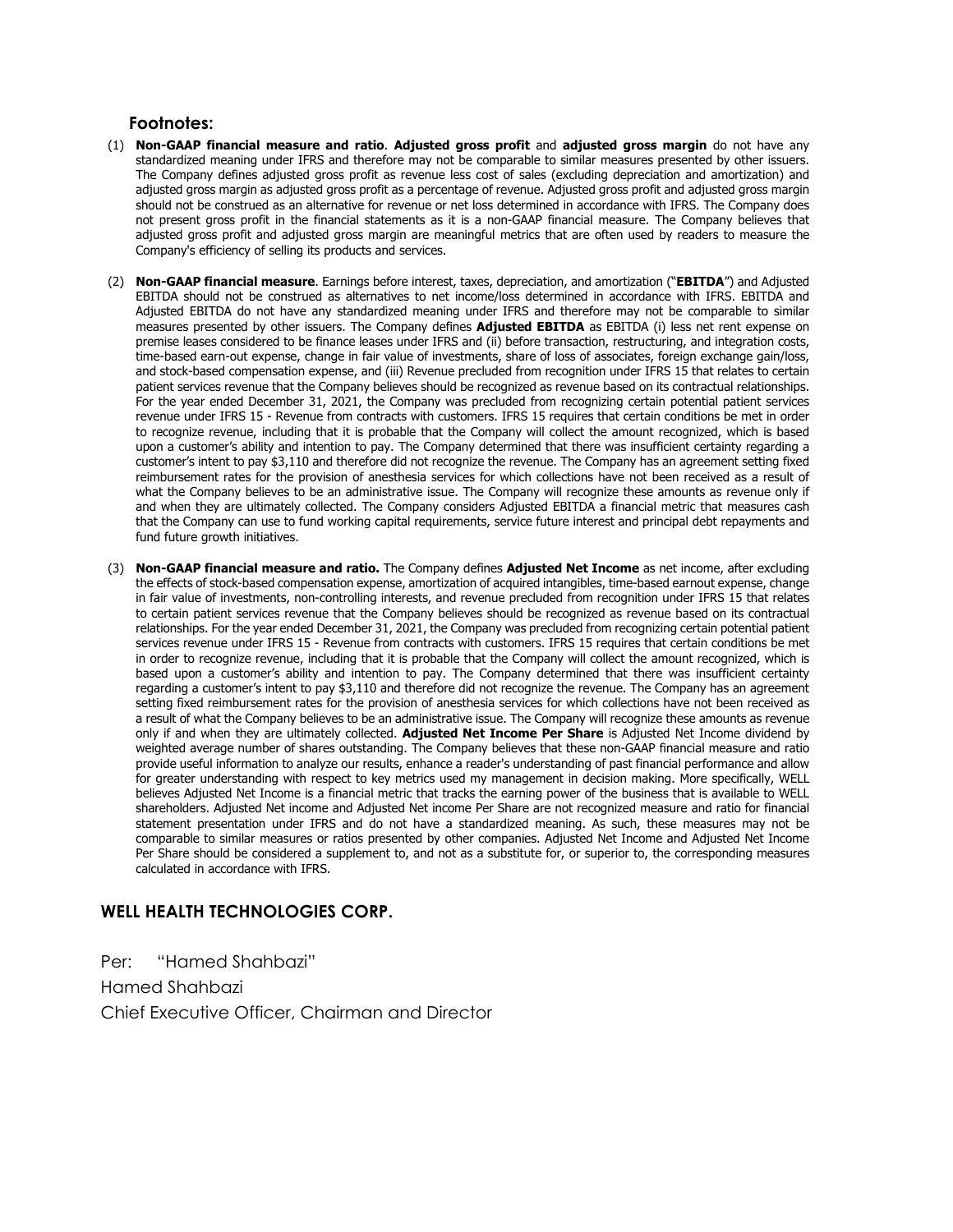### Footnotes:

(1) **Non-GAAP financial measure and ratio**. **Adjusted gross profit** and **adjusted gross margin** do not have any standardized meaning under IFRS and therefore may not be comparable to similar measures presented by other issuers. The Company defines adjusted gross profit as revenue less cost of sales (excluding depreciation and amortization) and adjusted gross margin as adjusted gross profit as a percentage of revenue. Adjusted gross profit and adjusted gross margin should not be construed as an alternative for revenue or net loss determined in accordance with IFRS. The Company does not present gross profit in the financial statements as it is a non-GAAP financial measure. The Company believes that adjusted gross profit and adjusted gross margin are meaningful metrics that are often used by readers to measure the Company's efficiency of selling its products and services.

(2) **Non-GAAP financial measure**. Earnings before interest, taxes, depreciation, and amortization ("**EBITDA**") and Adjusted EBITDA should not be construed as alternatives to net income/loss determined in accordance with IFRS. EBITDA and Adjusted EBITDA do not have any standardized meaning under IFRS and therefore may not be comparable to similar measures presented by other issuers. The Company defines **Adjusted EBITDA** as EBITDA (i) less net rent expense on premise leases considered to be finance leases under IFRS and (ii) before transaction, restructuring, and integration costs, time-based earn-out expense, change in fair value of investments, share of loss of associates, foreign exchange gain/loss, and stock-based compensation expense, and (iii) Revenue precluded from recognition under IFRS 15 that relates to certain patient services revenue that the Company believes should be recognized as revenue based on its contractual relationships. For the year ended December 31, 2021, the Company was precluded from recognizing certain potential patient services revenue under IFRS 15 - Revenue from contracts with customers. IFRS 15 requires that certain conditions be met in order to recognize revenue, including that it is probable that the Company will collect the amount recognized, which is based upon a customer's ability and intention to pay. The Company determined that there was insufficient certainty regarding a customer's intent to pay $3,110 and therefore did not recognize the revenue. The Company has an agreement setting fixed reimbursement rates for the provision of anesthesia services for which collections have not been received as a result of what the Company believes to be an administrative issue. The Company will recognize these amounts as revenue only if and when they are ultimately collected. The Company considers Adjusted EBITDA a financial metric that measures cash that the Company can use to fund working capital requirements, service future interest and principal debt repayments and fund future growth initiatives.

(3) **Non-GAAP financial measure and ratio.** The Company defines **Adjusted Net Income** as net income, after excluding the effects of stock-based compensation expense, amortization of acquired intangibles, time-based earnout expense, change in fair value of investments, non-controlling interests, and revenue precluded from recognition under IFRS 15 that relates to certain patient services revenue that the Company believes should be recognized as revenue based on its contractual relationships. For the year ended December 31, 2021, the Company was precluded from recognizing certain potential patient services revenue under IFRS 15 - Revenue from contracts with customers. IFRS 15 requires that certain conditions be met in order to recognize revenue, including that it is probable that the Company will collect the amount recognized, which is based upon a customer's ability and intention to pay. The Company determined that there was insufficient certainty regarding a customer's intent to pay $3,110 and therefore did not recognize the revenue. The Company has an agreement setting fixed reimbursement rates for the provision of anesthesia services for which collections have not been received as a result of what the Company believes to be an administrative issue. The Company will recognize these amounts as revenue only if and when they are ultimately collected. **Adjusted Net Income Per Share** is Adjusted Net Income dividend by weighted average number of shares outstanding. The Company believes that these non-GAAP financial measure and ratio provide useful information to analyze our results, enhance a reader's understanding of past financial performance and allow for greater understanding with respect to key metrics used my management in decision making. More specifically, WELL believes Adjusted Net Income is a financial metric that tracks the earning power of the business that is available to WELL shareholders. Adjusted Net income and Adjusted Net income Per Share are not recognized measure and ratio for financial statement presentation under IFRS and do not have a standardized meaning. As such, these measures may not be comparable to similar measures or ratios presented by other companies. Adjusted Net Income and Adjusted Net Income Per Share should be considered a supplement to, and not as a substitute for, or superior to, the corresponding measures calculated in accordance with IFRS.

**WELL HEALTH TECHNOLOGIES CORP.**

Per: "Hamed Shahbazi"

Hamed Shahbazi

Chief Executive Officer, Chairman and Director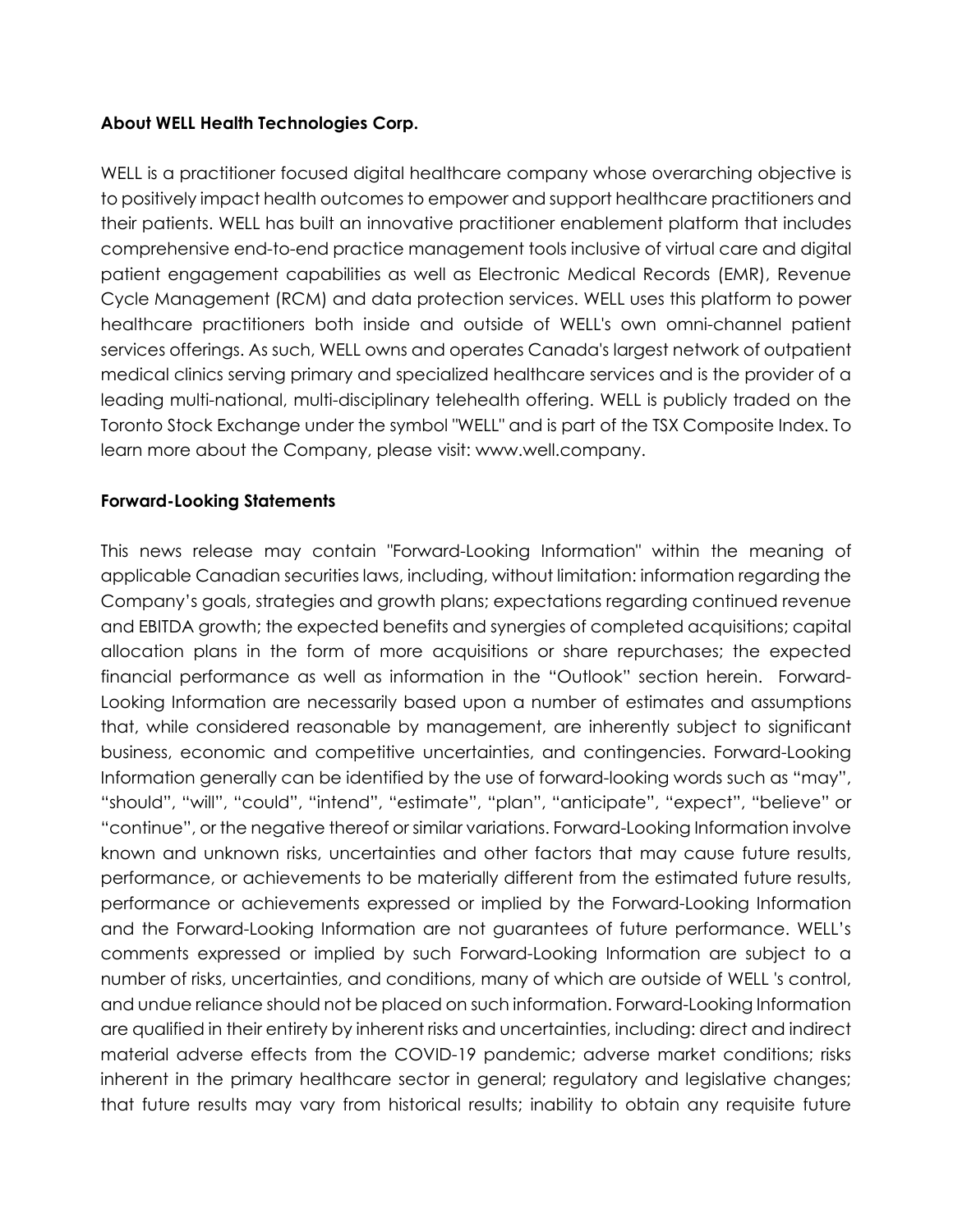**About WELL Health Technologies Corp.**

WELL is a practitioner focused digital healthcare company whose overarching objective is to positively impact health outcomes to empower and support healthcare practitioners and their patients. WELL has built an innovative practitioner enablement platform that includes comprehensive end-to-end practice management tools inclusive of virtual care and digital patient engagement capabilities as well as Electronic Medical Records (EMR), Revenue Cycle Management (RCM) and data protection services. WELL uses this platform to power healthcare practitioners both inside and outside of WELL's own omni-channel patient services offerings. As such, WELL owns and operates Canada's largest network of outpatient medical clinics serving primary and specialized healthcare services and is the provider of a leading multi-national, multi-disciplinary telehealth offering. WELL is publicly traded on the Toronto Stock Exchange under the symbol "WELL" and is part of the TSX Composite Index. To learn more about the Company, please visit: www.well.company.

**Forward-Looking Statements**

This news release may contain "Forward-Looking Information" within the meaning of applicable Canadian securities laws, including, without limitation: information regarding the Company's goals, strategies and growth plans; expectations regarding continued revenue and EBITDA growth; the expected benefits and synergies of completed acquisitions; capital allocation plans in the form of more acquisitions or share repurchases; the expected financial performance as well as information in the "Outlook" section herein. Forward-Looking Information are necessarily based upon a number of estimates and assumptions that, while considered reasonable by management, are inherently subject to significant business, economic and competitive uncertainties, and contingencies. Forward-Looking Information generally can be identified by the use of forward-looking words such as "may", "should", "will", "could", "intend", "estimate", "plan", "anticipate", "expect", "believe" or "continue", or the negative thereof or similar variations. Forward-Looking Information involve known and unknown risks, uncertainties and other factors that may cause future results, performance, or achievements to be materially different from the estimated future results, performance or achievements expressed or implied by the Forward-Looking Information and the Forward-Looking Information are not guarantees of future performance. WELL's comments expressed or implied by such Forward-Looking Information are subject to a number of risks, uncertainties, and conditions, many of which are outside of WELL 's control, and undue reliance should not be placed on such information. Forward-Looking Information are qualified in their entirety by inherent risks and uncertainties, including: direct and indirect material adverse effects from the COVID-19 pandemic; adverse market conditions; risks inherent in the primary healthcare sector in general; regulatory and legislative changes; that future results may vary from historical results; inability to obtain any requisite future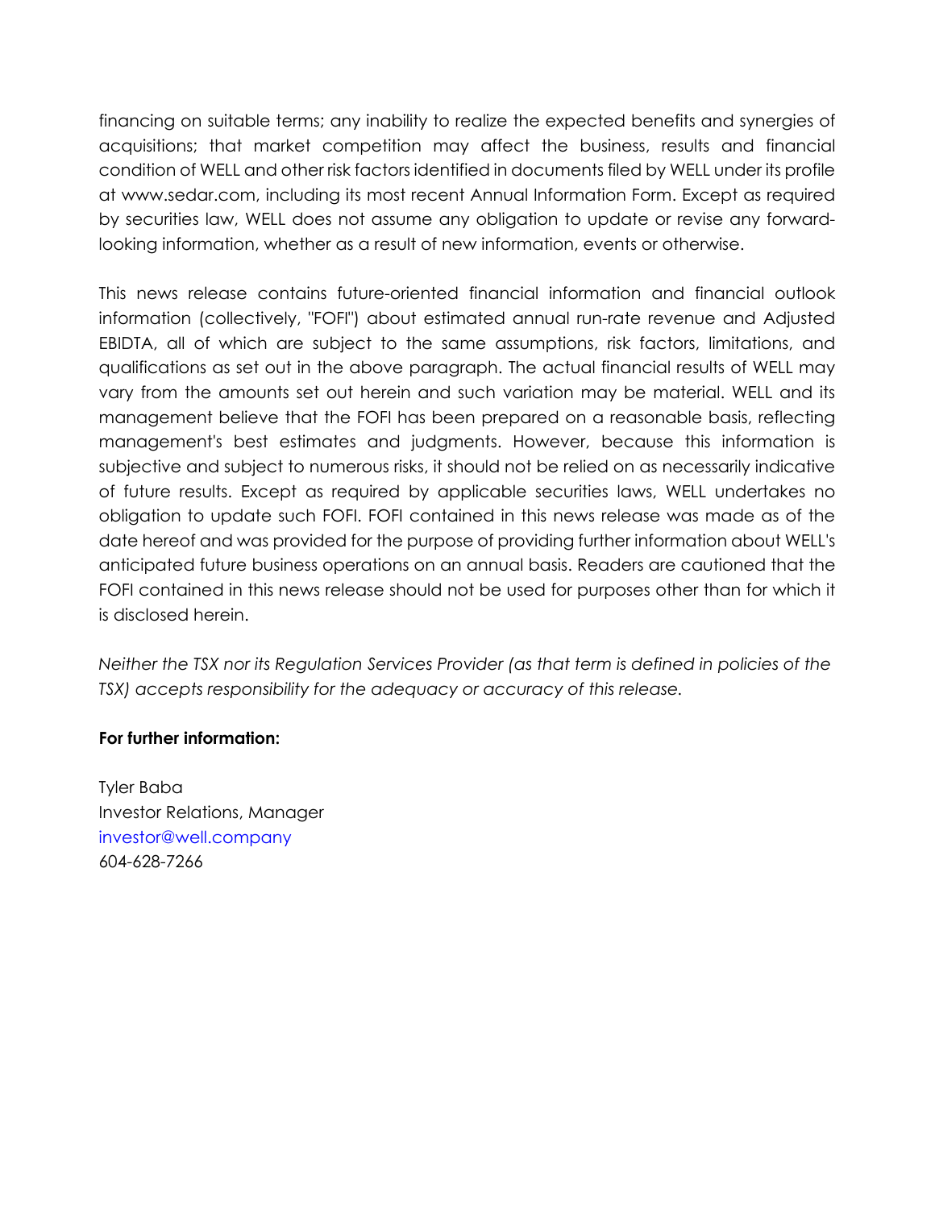financing on suitable terms; any inability to realize the expected benefits and synergies of acquisitions; that market competition may affect the business, results and financial condition of WELL and other risk factors identified in documents filed by WELL under its profile at www.sedar.com, including its most recent Annual Information Form. Except as required by securities law, WELL does not assume any obligation to update or revise any forward-looking information, whether as a result of new information, events or otherwise.

This news release contains future-oriented financial information and financial outlook information (collectively, "FOFI") about estimated annual run-rate revenue and Adjusted EBIDTA, all of which are subject to the same assumptions, risk factors, limitations, and qualifications as set out in the above paragraph. The actual financial results of WELL may vary from the amounts set out herein and such variation may be material. WELL and its management believe that the FOFI has been prepared on a reasonable basis, reflecting management's best estimates and judgments. However, because this information is subjective and subject to numerous risks, it should not be relied on as necessarily indicative of future results. Except as required by applicable securities laws, WELL undertakes no obligation to update such FOFI. FOFI contained in this news release was made as of the date hereof and was provided for the purpose of providing further information about WELL's anticipated future business operations on an annual basis. Readers are cautioned that the FOFI contained in this news release should not be used for purposes other than for which it is disclosed herein.

*Neither the TSX nor its Regulation Services Provider (as that term is defined in policies of the TSX) accepts responsibility for the adequacy or accuracy of this release.*

**For further information:**

Tyler Baba
Investor Relations, Manager
investor@well.company
604-628-7266